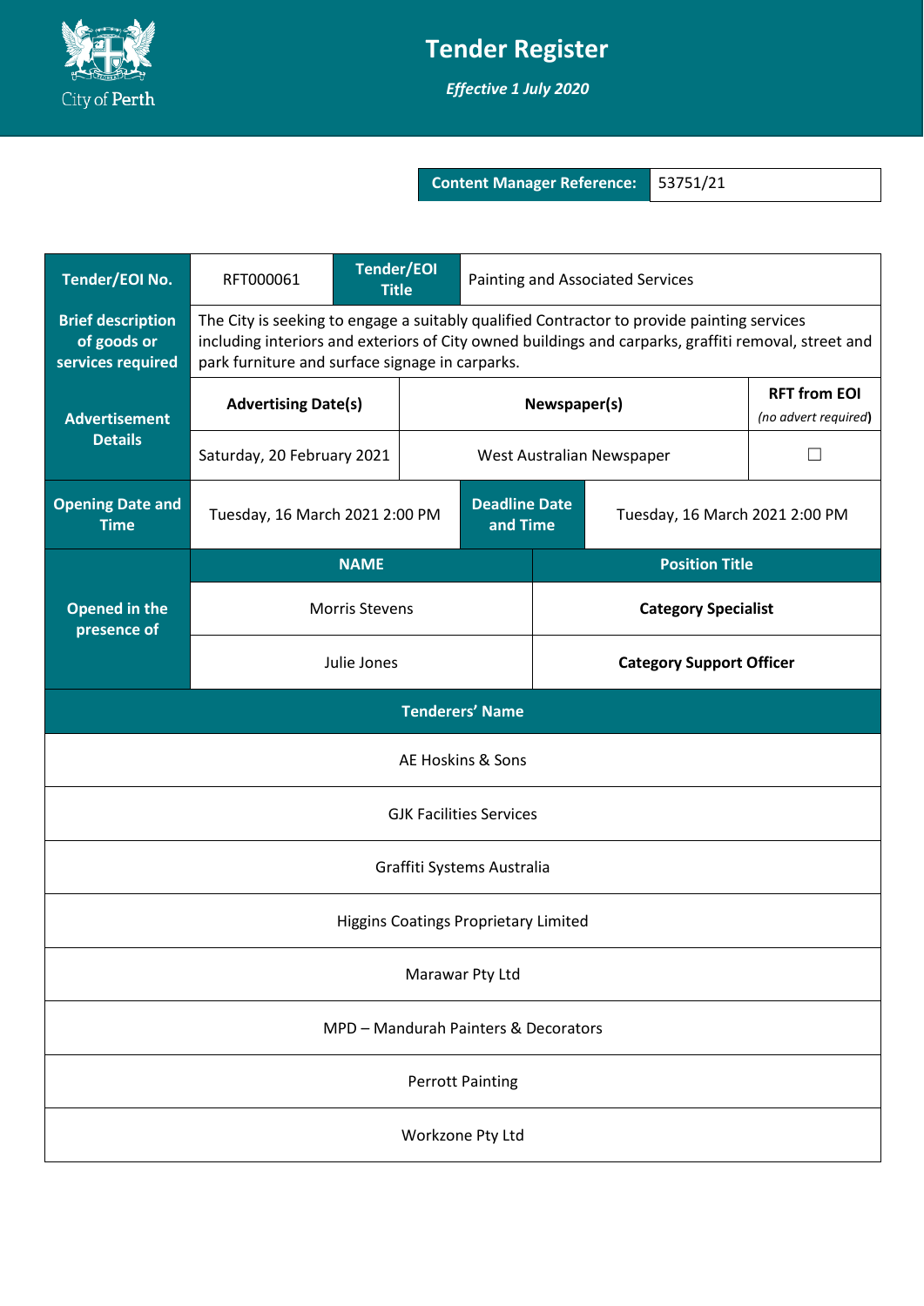# Tender Register

***Effective 1 July 2020***

| **Content Manager Reference:** | 53751/21 |
| --- | --- |

| **Tender/EOI No.** | RFT000061 | **Tender/EOI Title** | Painting and Associated Services | |
| --- | --- | --- | --- | --- |
| **Brief description of goods or services required** | The City is seeking to engage a suitably qualified Contractor to provide painting services including interiors and exteriors of City owned buildings and carparks, graffiti removal, street and park furniture and surface signage in carparks. | | | |
| **Advertisement Details** | **Advertising Date(s)** | **Newspaper(s)** | | **RFT from EOI** *(no advert required)* |
| | Saturday, 20 February 2021 | West Australian Newspaper | | ☐ |
| **Opening Date and Time** | Tuesday, 16 March 2021 2:00 PM | **Deadline Date and Time** | Tuesday, 16 March 2021 2:00 PM | |
| **Opened in the presence of** | **NAME** | | **Position Title** | |
| | Morris Stevens | | **Category Specialist** | |
| | Julie Jones | | **Category Support Officer** | |

| **Tenderers' Name** |
| --- |
| AE Hoskins & Sons |
| GJK Facilities Services |
| Graffiti Systems Australia |
| Higgins Coatings Proprietary Limited |
| Marawar Pty Ltd |
| MPD – Mandurah Painters & Decorators |
| Perrott Painting |
| Workzone Pty Ltd |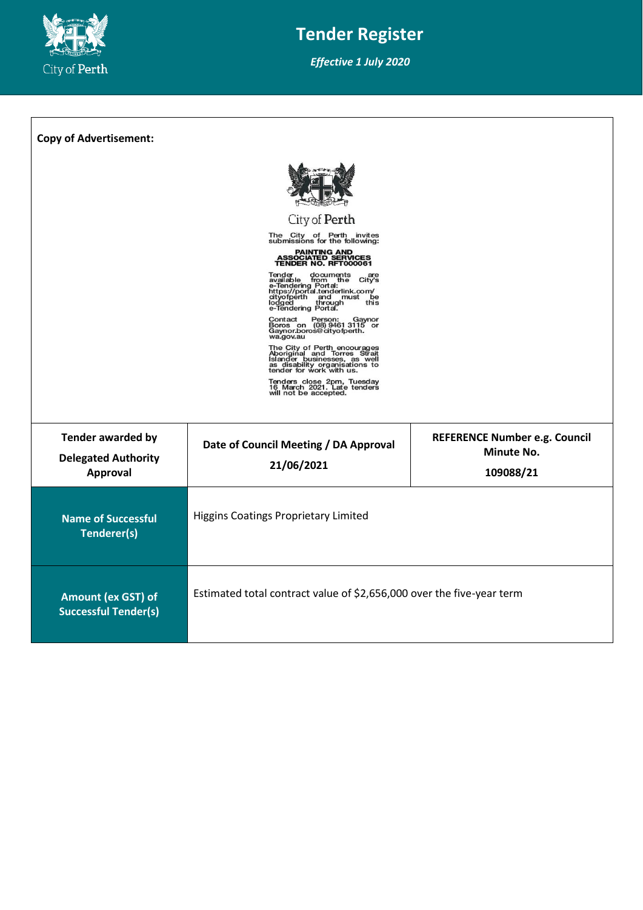# Tender Register

*Effective 1 July 2020*

**Copy of Advertisement:**

City of Perth

The City of Perth invites submissions for the following:

**PAINTING AND ASSOCIATED SERVICES**
**TENDER NO. RFT000061**

Tender documents are available from the City's e-Tendering Portal: https://portal.tenderlink.com/cityofperth and must be lodged through this e-Tendering Portal.

Contact Person: Gaynor Boros on (08) 9461 3115 or Gaynor.boros@cityofperth.wa.gov.au

The City of Perth encourages Aboriginal and Torres Strait Islander businesses, as well as disability organisations to tender for work with us.

Tenders close 2pm, Tuesday 16 March 2021. Late tenders will not be accepted.

| Tender awarded by Delegated Authority Approval | Date of Council Meeting / DA Approval 21/06/2021 | REFERENCE Number e.g. Council Minute No. 109088/21 |
| --- | --- | --- |
| **Name of Successful Tenderer(s)** | Higgins Coatings Proprietary Limited | |
| **Amount (ex GST) of Successful Tender(s)** | Estimated total contract value of $2,656,000 over the five-year term | |